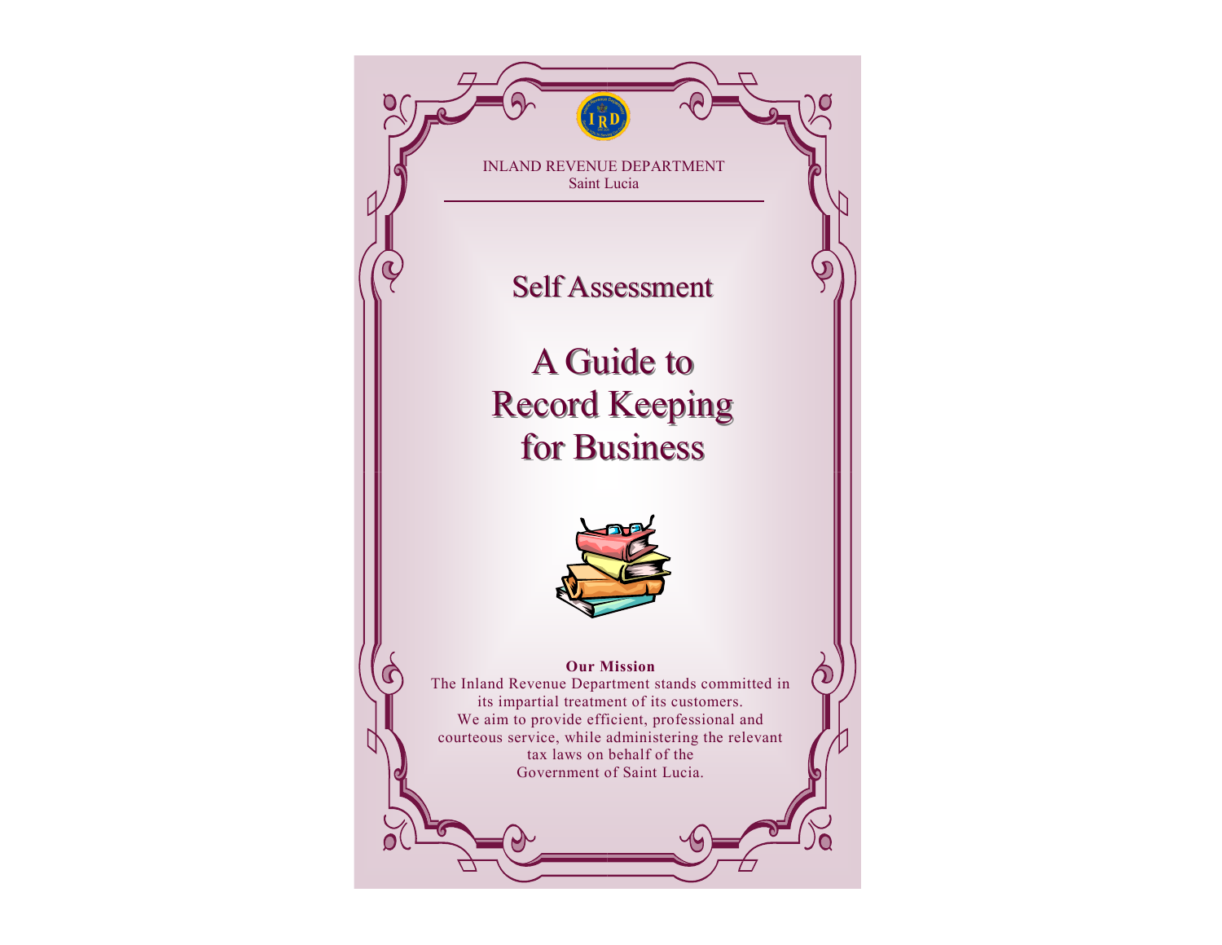INLAND REVENUE DEPARTMENT
Saint Lucia

# Self Assessment

# A Guide to Record Keeping for Business

**Our Mission**

The Inland Revenue Department stands committed in its impartial treatment of its customers. We aim to provide efficient, professional and courteous service, while administering the relevant tax laws on behalf of the Government of Saint Lucia.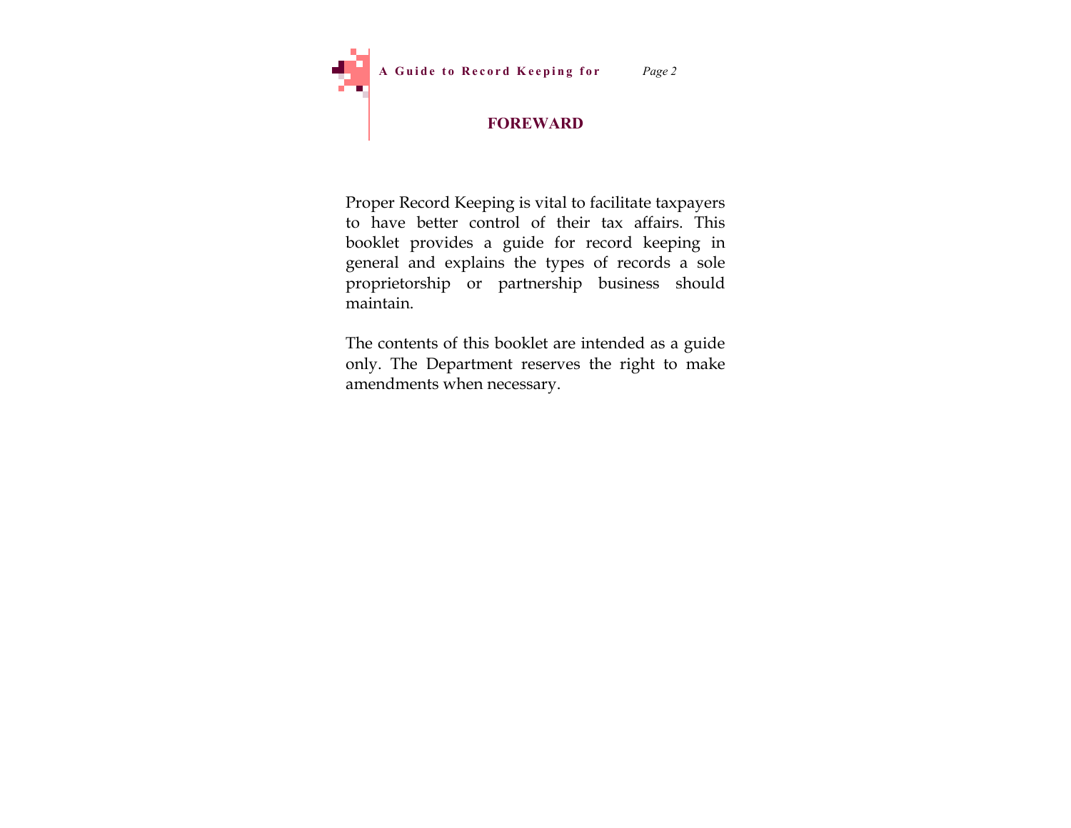## FOREWARD

Proper Record Keeping is vital to facilitate taxpayers to have better control of their tax affairs. This booklet provides a guide for record keeping in general and explains the types of records a sole proprietorship or partnership business should maintain.

The contents of this booklet are intended as a guide only. The Department reserves the right to make amendments when necessary.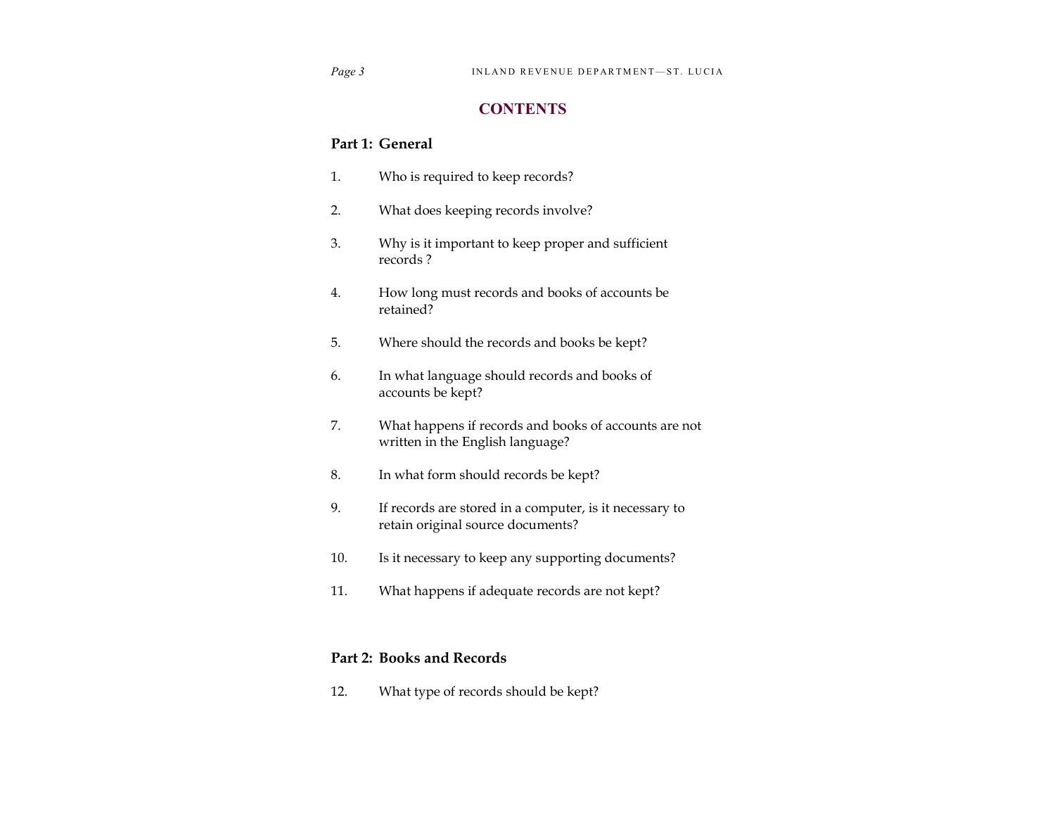# CONTENTS

## Part 1: General

1. Who is required to keep records?

2. What does keeping records involve?

3. Why is it important to keep proper and sufficient records ?

4. How long must records and books of accounts be retained?

5. Where should the records and books be kept?

6. In what language should records and books of accounts be kept?

7. What happens if records and books of accounts are not written in the English language?

8. In what form should records be kept?

9. If records are stored in a computer, is it necessary to retain original source documents?

10. Is it necessary to keep any supporting documents?

11. What happens if adequate records are not kept?

## Part 2: Books and Records

12. What type of records should be kept?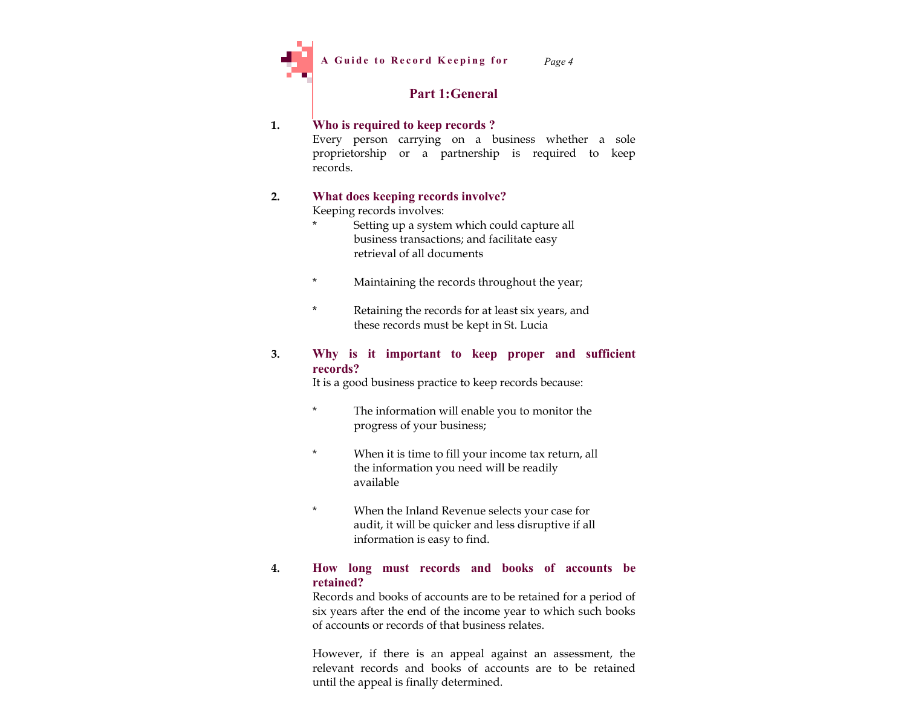## Part 1:General

1. **Who is required to keep records ?**

   Every person carrying on a business whether a sole proprietorship or a partnership is required to keep records.

2. **What does keeping records involve?**

   Keeping records involves:

   * Setting up a system which could capture all business transactions; and facilitate easy retrieval of all documents
   * Maintaining the records throughout the year;
   * Retaining the records for at least six years, and these records must be kept in St. Lucia

3. **Why is it important to keep proper and sufficient records?**

   It is a good business practice to keep records because:

   * The information will enable you to monitor the progress of your business;
   * When it is time to fill your income tax return, all the information you need will be readily available
   * When the Inland Revenue selects your case for audit, it will be quicker and less disruptive if all information is easy to find.

4. **How long must records and books of accounts be retained?**

   Records and books of accounts are to be retained for a period of six years after the end of the income year to which such books of accounts or records of that business relates.

   However, if there is an appeal against an assessment, the relevant records and books of accounts are to be retained until the appeal is finally determined.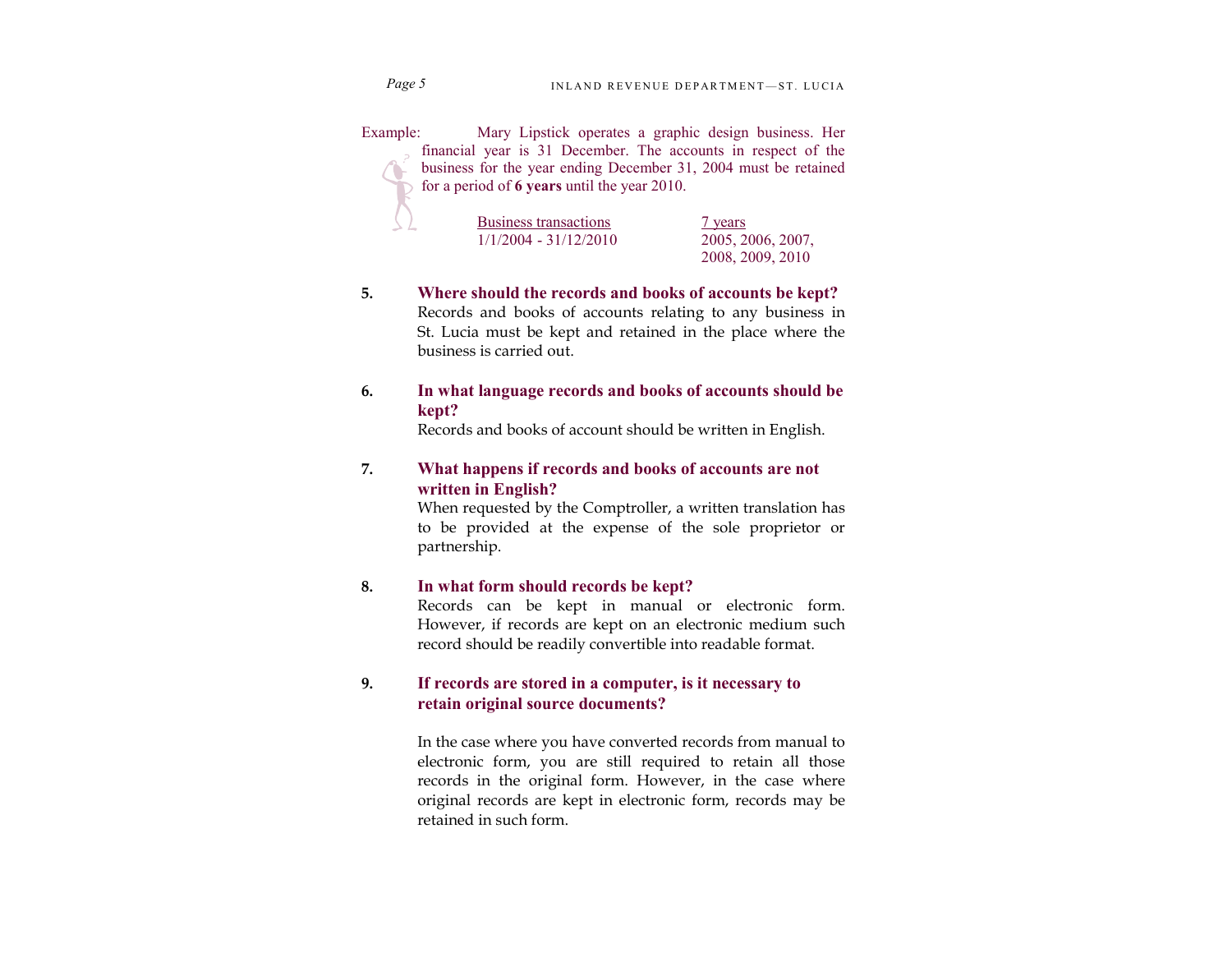Example: Mary Lipstick operates a graphic design business. Her financial year is 31 December. The accounts in respect of the business for the year ending December 31, 2004 must be retained for a period of **6 years** until the year 2010.

| Business transactions | 7 years |
|---|---|
| 1/1/2004 - 31/12/2010 | 2005, 2006, 2007, 2008, 2009, 2010 |

**5. Where should the records and books of accounts be kept?**

Records and books of accounts relating to any business in St. Lucia must be kept and retained in the place where the business is carried out.

**6. In what language records and books of accounts should be kept?**

Records and books of account should be written in English.

**7. What happens if records and books of accounts are not written in English?**

When requested by the Comptroller, a written translation has to be provided at the expense of the sole proprietor or partnership.

**8. In what form should records be kept?**

Records can be kept in manual or electronic form. However, if records are kept on an electronic medium such record should be readily convertible into readable format.

**9. If records are stored in a computer, is it necessary to retain original source documents?**

In the case where you have converted records from manual to electronic form, you are still required to retain all those records in the original form. However, in the case where original records are kept in electronic form, records may be retained in such form.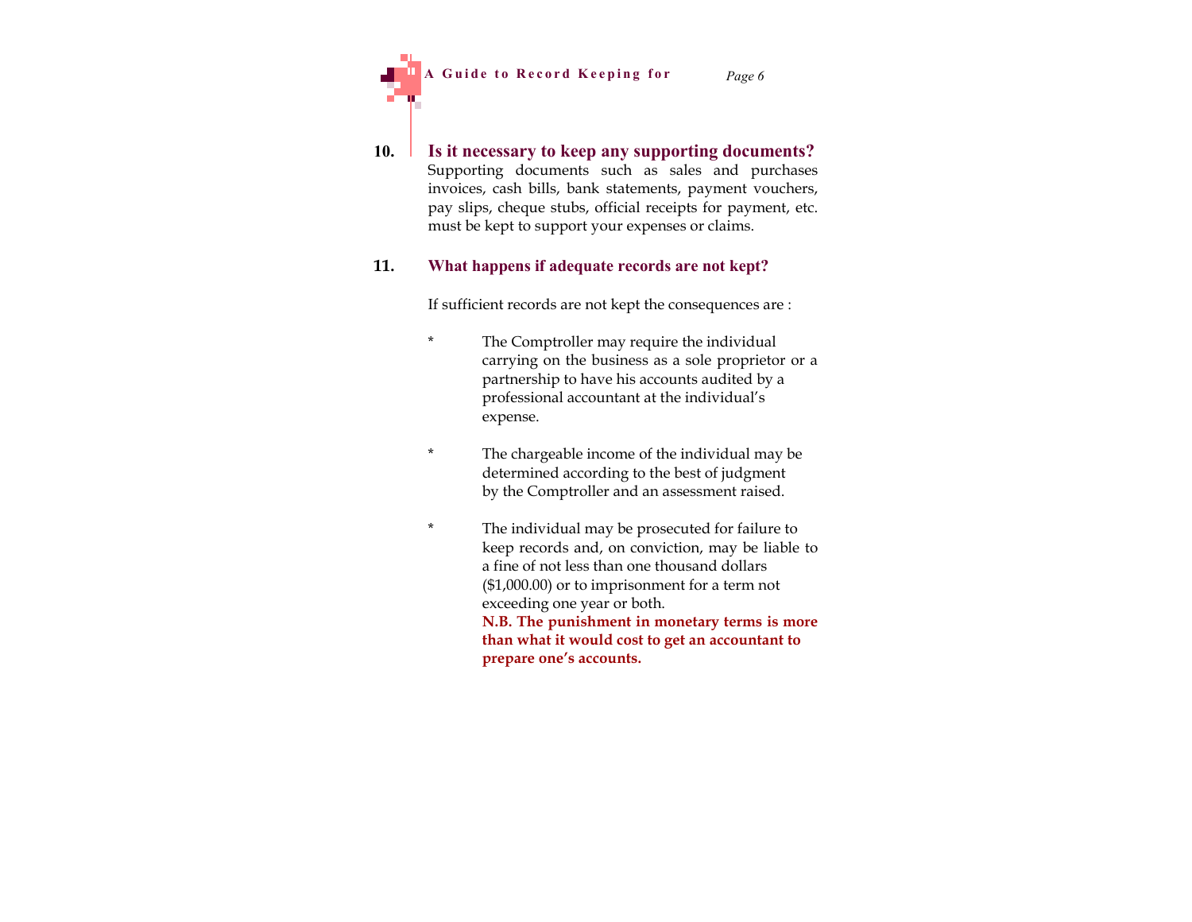## 10. Is it necessary to keep any supporting documents?

Supporting documents such as sales and purchases invoices, cash bills, bank statements, payment vouchers, pay slips, cheque stubs, official receipts for payment, etc. must be kept to support your expenses or claims.

## 11. What happens if adequate records are not kept?

If sufficient records are not kept the consequences are :

* The Comptroller may require the individual carrying on the business as a sole proprietor or a partnership to have his accounts audited by a professional accountant at the individual's expense.

* The chargeable income of the individual may be determined according to the best of judgment by the Comptroller and an assessment raised.

* The individual may be prosecuted for failure to keep records and, on conviction, may be liable to a fine of not less than one thousand dollars ($1,000.00) or to imprisonment for a term not exceeding one year or both.
  **N.B. The punishment in monetary terms is more than what it would cost to get an accountant to prepare one's accounts.**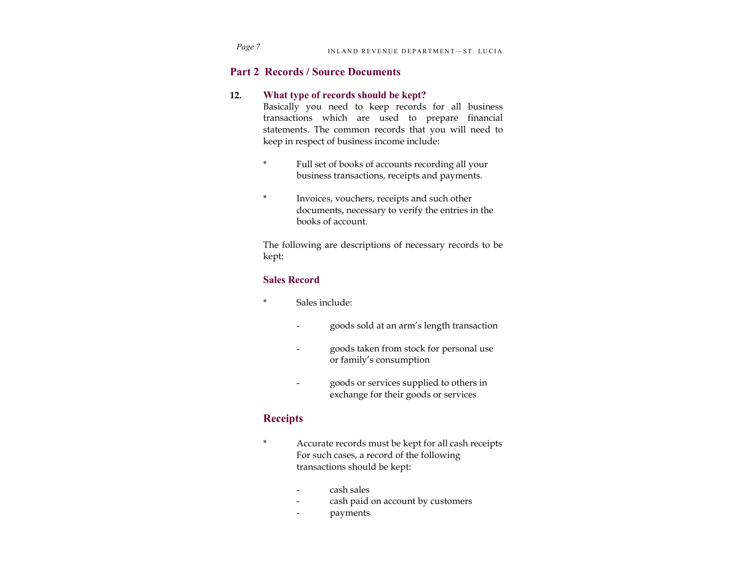## Part 2 Records / Source Documents

**12. What type of records should be kept?**

Basically you need to keep records for all business transactions which are used to prepare financial statements. The common records that you will need to keep in respect of business income include:

* Full set of books of accounts recording all your business transactions, receipts and payments.
* Invoices, vouchers, receipts and such other documents, necessary to verify the entries in the books of account.

The following are descriptions of necessary records to be kept:

### Sales Record

* Sales include:
  - goods sold at an arm's length transaction
  - goods taken from stock for personal use or family's consumption
  - goods or services supplied to others in exchange for their goods or services

### Receipts

* Accurate records must be kept for all cash receipts For such cases, a record of the following transactions should be kept:
  - cash sales
  - cash paid on account by customers
  - payments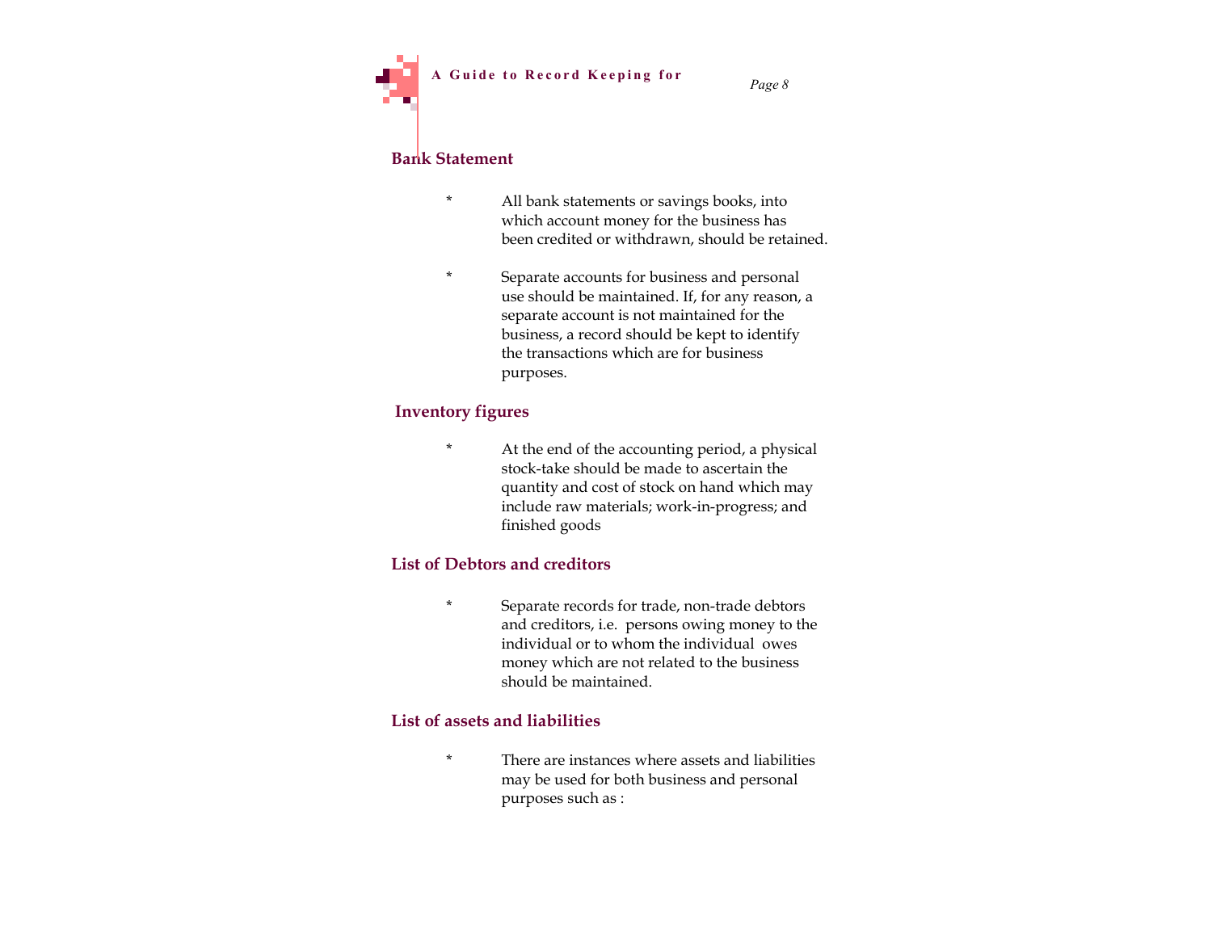## Bank Statement

* All bank statements or savings books, into which account money for the business has been credited or withdrawn, should be retained.

* Separate accounts for business and personal use should be maintained. If, for any reason, a separate account is not maintained for the business, a record should be kept to identify the transactions which are for business purposes.

## Inventory figures

* At the end of the accounting period, a physical stock-take should be made to ascertain the quantity and cost of stock on hand which may include raw materials; work-in-progress; and finished goods

## List of Debtors and creditors

* Separate records for trade, non-trade debtors and creditors, i.e. persons owing money to the individual or to whom the individual owes money which are not related to the business should be maintained.

## List of assets and liabilities

* There are instances where assets and liabilities may be used for both business and personal purposes such as :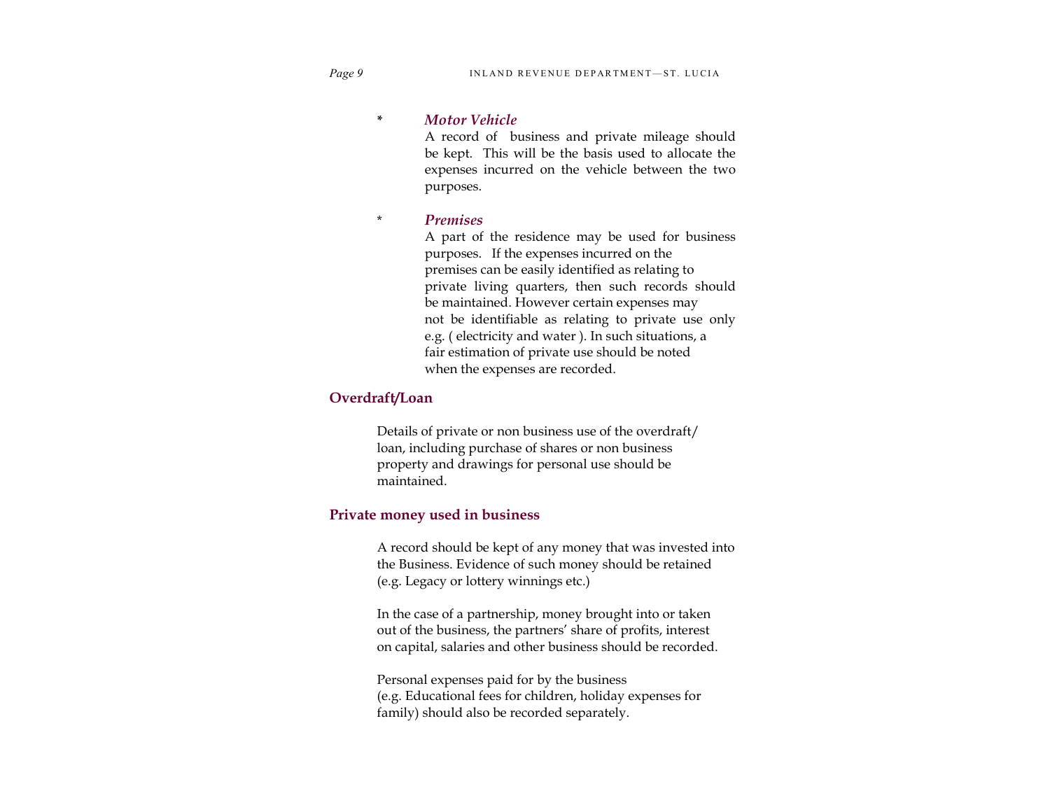* *Motor Vehicle*

  A record of business and private mileage should be kept. This will be the basis used to allocate the expenses incurred on the vehicle between the two purposes.

* *Premises*

  A part of the residence may be used for business purposes. If the expenses incurred on the premises can be easily identified as relating to private living quarters, then such records should be maintained. However certain expenses may not be identifiable as relating to private use only e.g. ( electricity and water ). In such situations, a fair estimation of private use should be noted when the expenses are recorded.

## Overdraft/Loan

Details of private or non business use of the overdraft/ loan, including purchase of shares or non business property and drawings for personal use should be maintained.

## Private money used in business

A record should be kept of any money that was invested into the Business. Evidence of such money should be retained (e.g. Legacy or lottery winnings etc.)

In the case of a partnership, money brought into or taken out of the business, the partners' share of profits, interest on capital, salaries and other business should be recorded.

Personal expenses paid for by the business (e.g. Educational fees for children, holiday expenses for family) should also be recorded separately.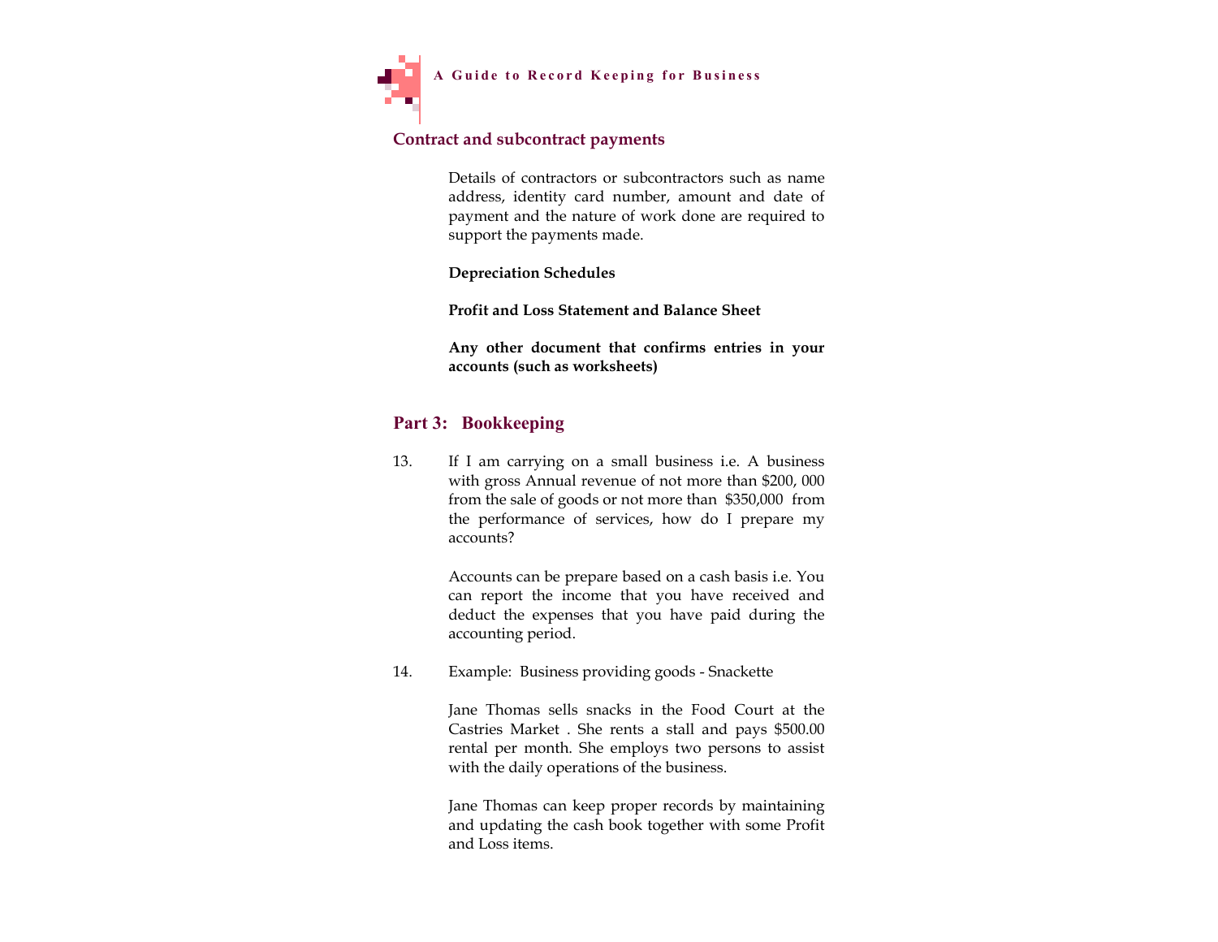### Contract and subcontract payments

Details of contractors or subcontractors such as name address, identity card number, amount and date of payment and the nature of work done are required to support the payments made.

**Depreciation Schedules**

**Profit and Loss Statement and Balance Sheet**

**Any other document that confirms entries in your accounts (such as worksheets)**

## Part 3: Bookkeeping

13. If I am carrying on a small business i.e. A business with gross Annual revenue of not more than $200, 000 from the sale of goods or not more than $350,000 from the performance of services, how do I prepare my accounts?

    Accounts can be prepare based on a cash basis i.e. You can report the income that you have received and deduct the expenses that you have paid during the accounting period.

14. Example: Business providing goods - Snackette

    Jane Thomas sells snacks in the Food Court at the Castries Market . She rents a stall and pays $500.00 rental per month. She employs two persons to assist with the daily operations of the business.

    Jane Thomas can keep proper records by maintaining and updating the cash book together with some Profit and Loss items.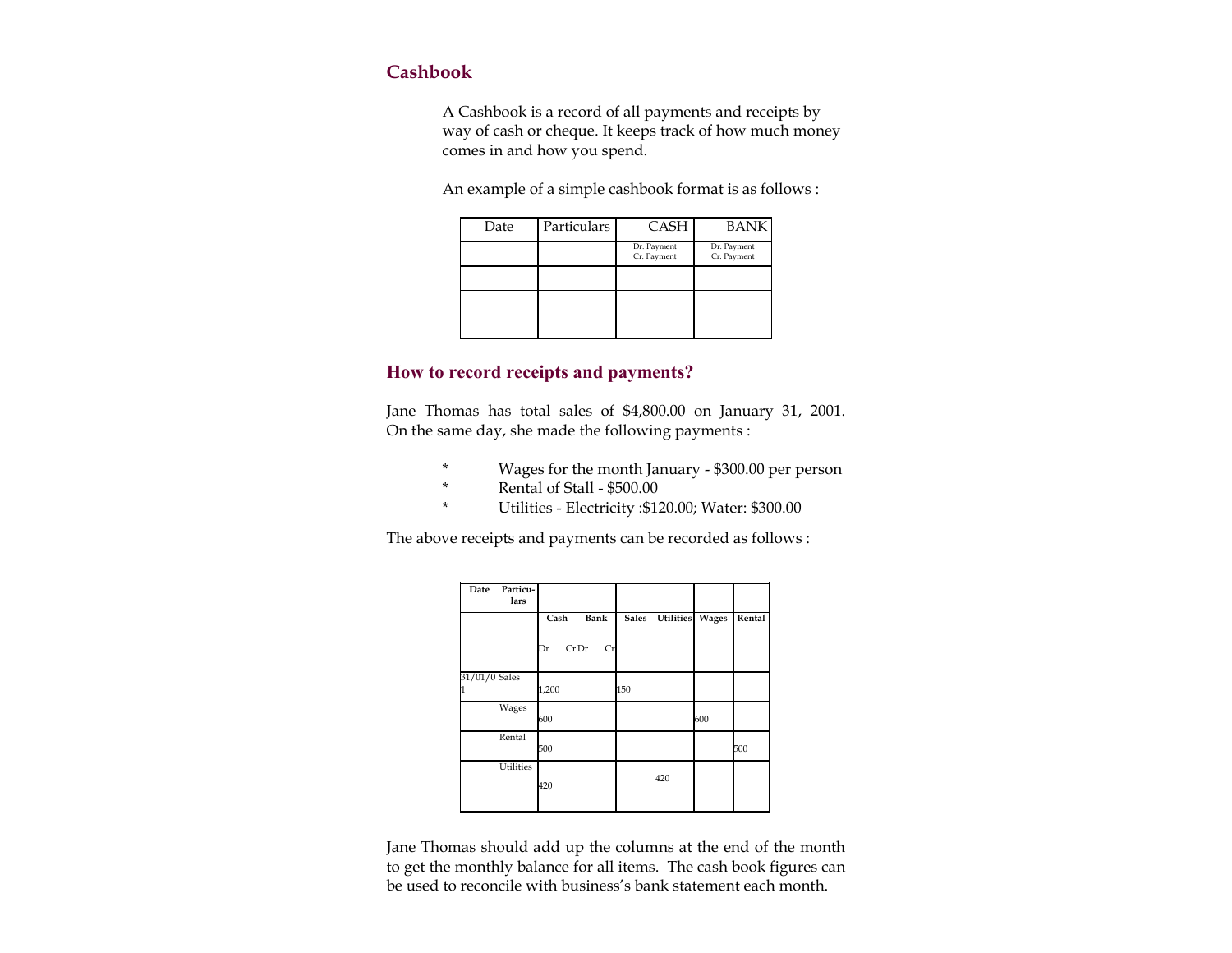## Cashbook

A Cashbook is a record of all payments and receipts by way of cash or cheque. It keeps track of how much money comes in and how you spend.

An example of a simple cashbook format is as follows :

| Date | Particulars | CASH | BANK |
|---|---|---|---|
| | | Dr. Payment<br>Cr. Payment | Dr. Payment<br>Cr. Payment |
| | | | |
| | | | |
| | | | |

## How to record receipts and payments?

Jane Thomas has total sales of $4,800.00 on January 31, 2001. On the same day, she made the following payments :

- * Wages for the month January - $300.00 per person
- * Rental of Stall - $500.00
- * Utilities - Electricity :$120.00; Water: $300.00

The above receipts and payments can be recorded as follows :

| Date | Particu-lars | | | | | | |
|---|---|---|---|---|---|---|---|
| | | Cash | Bank | Sales | Utilities | Wages | Rental |
| | | Dr Cr | Dr Cr | | | | |
| 31/01/01 | Sales | 1,200 | | 150 | | | |
| | Wages | 600 | | | | 600 | |
| | Rental | 500 | | | | | 500 |
| | Utilities | 420 | | | 420 | | |

Jane Thomas should add up the columns at the end of the month to get the monthly balance for all items. The cash book figures can be used to reconcile with business's bank statement each month.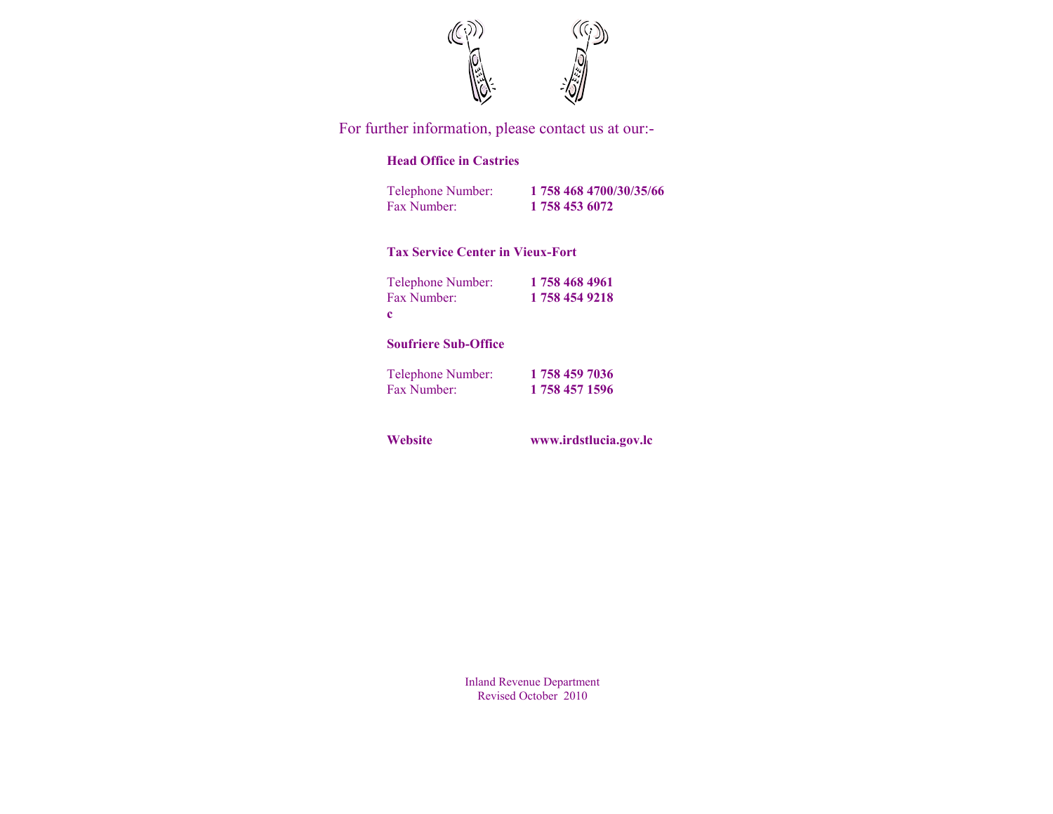For further information, please contact us at our:-

**Head Office in Castries**

| | |
|---|---|
| Telephone Number: | **1 758 468 4700/30/35/66** |
| Fax Number: | **1 758 453 6072** |

**Tax Service Center in Vieux-Fort**

| | |
|---|---|
| Telephone Number: | **1 758 468 4961** |
| Fax Number: | **1 758 454 9218** |

**c**

**Soufriere Sub-Office**

| | |
|---|---|
| Telephone Number: | **1 758 459 7036** |
| Fax Number: | **1 758 457 1596** |

**Website** **www.irdstlucia.gov.lc**

Inland Revenue Department
Revised October 2010